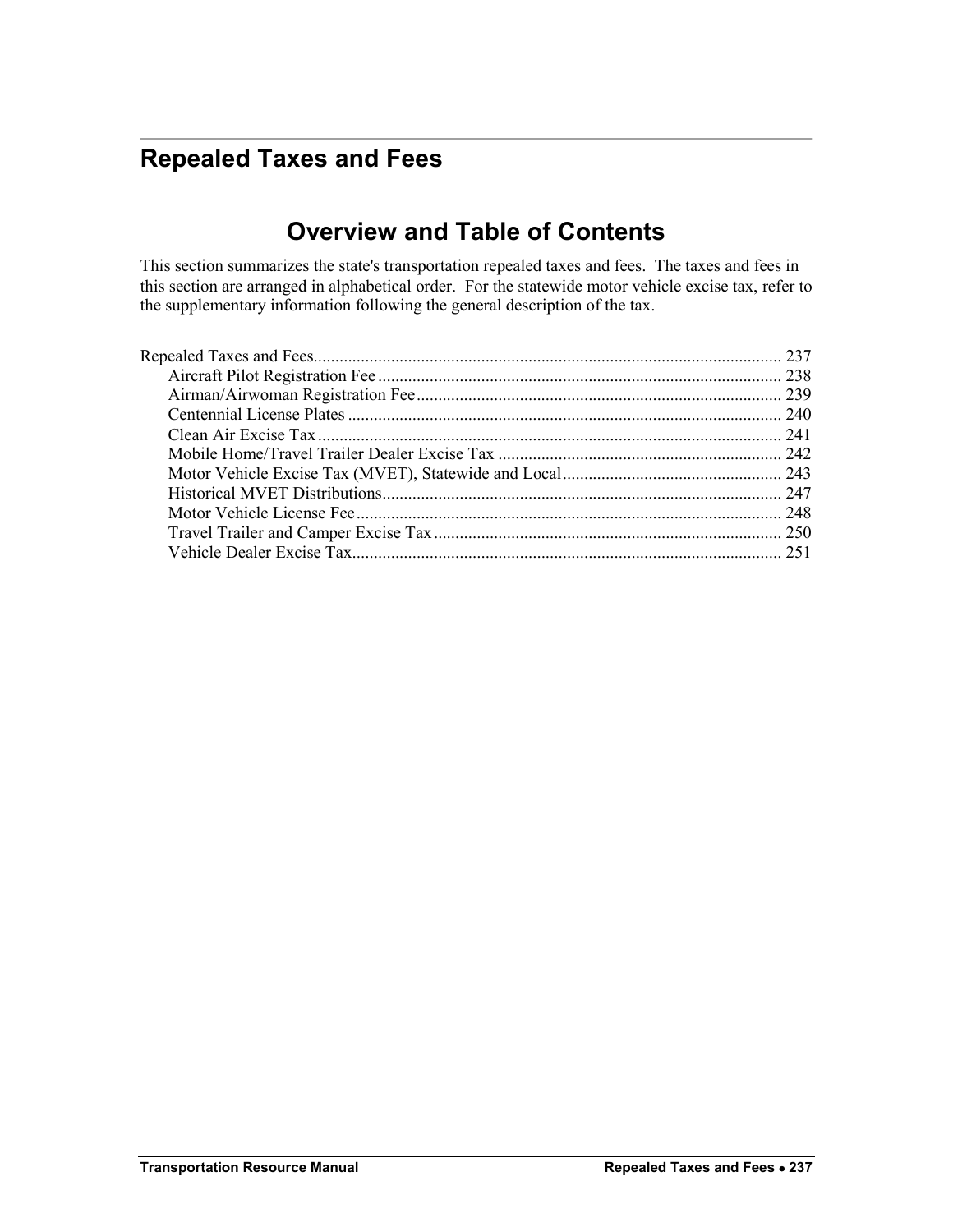# Repealed Taxes and Fees

## Overview and Table of Contents

This section summarizes the state's transportation repealed taxes and fees. The taxes and fees in this section are arranged in alphabetical order. For the statewide motor vehicle excise tax, refer to the supplementary information following the general description of the tax.

Repealed Taxes and Fees............................................................................................................ 237
- Aircraft Pilot Registration Fee ............................................................................................. 238
- Airman/Airwoman Registration Fee.................................................................................... 239
- Centennial License Plates .................................................................................................... 240
- Clean Air Excise Tax........................................................................................................... 241
- Mobile Home/Travel Trailer Dealer Excise Tax .................................................................. 242
- Motor Vehicle Excise Tax (MVET), Statewide and Local................................................... 243
- Historical MVET Distributions............................................................................................ 247
- Motor Vehicle License Fee.................................................................................................. 248
- Travel Trailer and Camper Excise Tax................................................................................ 250
- Vehicle Dealer Excise Tax................................................................................................... 251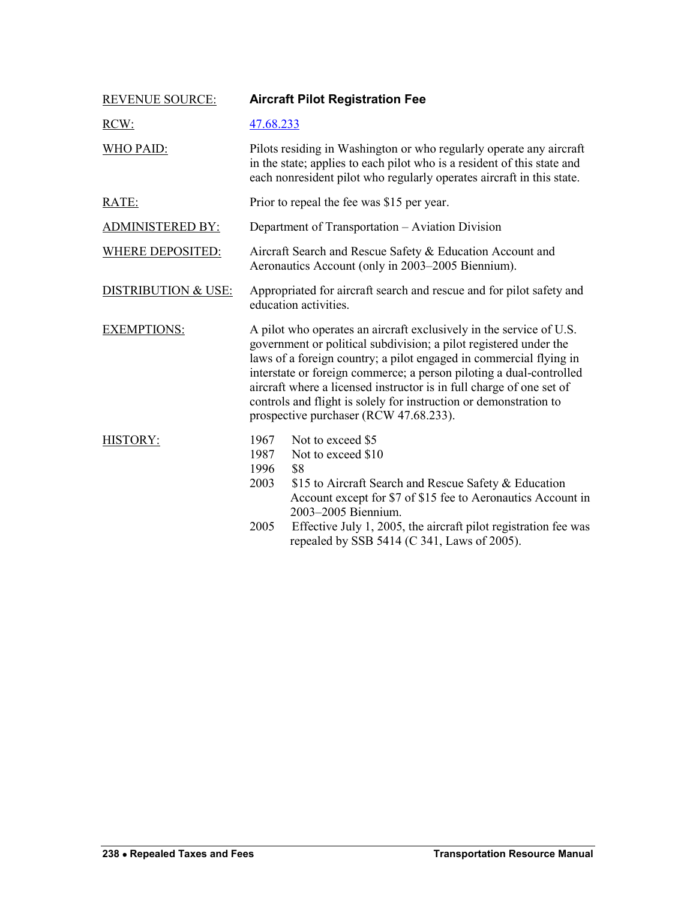| | |
|---|---|
| REVENUE SOURCE: | **Aircraft Pilot Registration Fee** |
| RCW: | [47.68.233](47.68.233) |
| WHO PAID: | Pilots residing in Washington or who regularly operate any aircraft in the state; applies to each pilot who is a resident of this state and each nonresident pilot who regularly operates aircraft in this state. |
| RATE: | Prior to repeal the fee was $15 per year. |
| ADMINISTERED BY: | Department of Transportation – Aviation Division |
| WHERE DEPOSITED: | Aircraft Search and Rescue Safety & Education Account and Aeronautics Account (only in 2003–2005 Biennium). |
| DISTRIBUTION & USE: | Appropriated for aircraft search and rescue and for pilot safety and education activities. |
| EXEMPTIONS: | A pilot who operates an aircraft exclusively in the service of U.S. government or political subdivision; a pilot registered under the laws of a foreign country; a pilot engaged in commercial flying in interstate or foreign commerce; a person piloting a dual-controlled aircraft where a licensed instructor is in full charge of one set of controls and flight is solely for instruction or demonstration to prospective purchaser (RCW 47.68.233). |
| HISTORY: | 1967 Not to exceed $5<br>1987 Not to exceed $10<br>1996 $8<br>2003 $15 to Aircraft Search and Rescue Safety & Education Account except for $7 of $15 fee to Aeronautics Account in 2003–2005 Biennium.<br>2005 Effective July 1, 2005, the aircraft pilot registration fee was repealed by SSB 5414 (C 341, Laws of 2005). |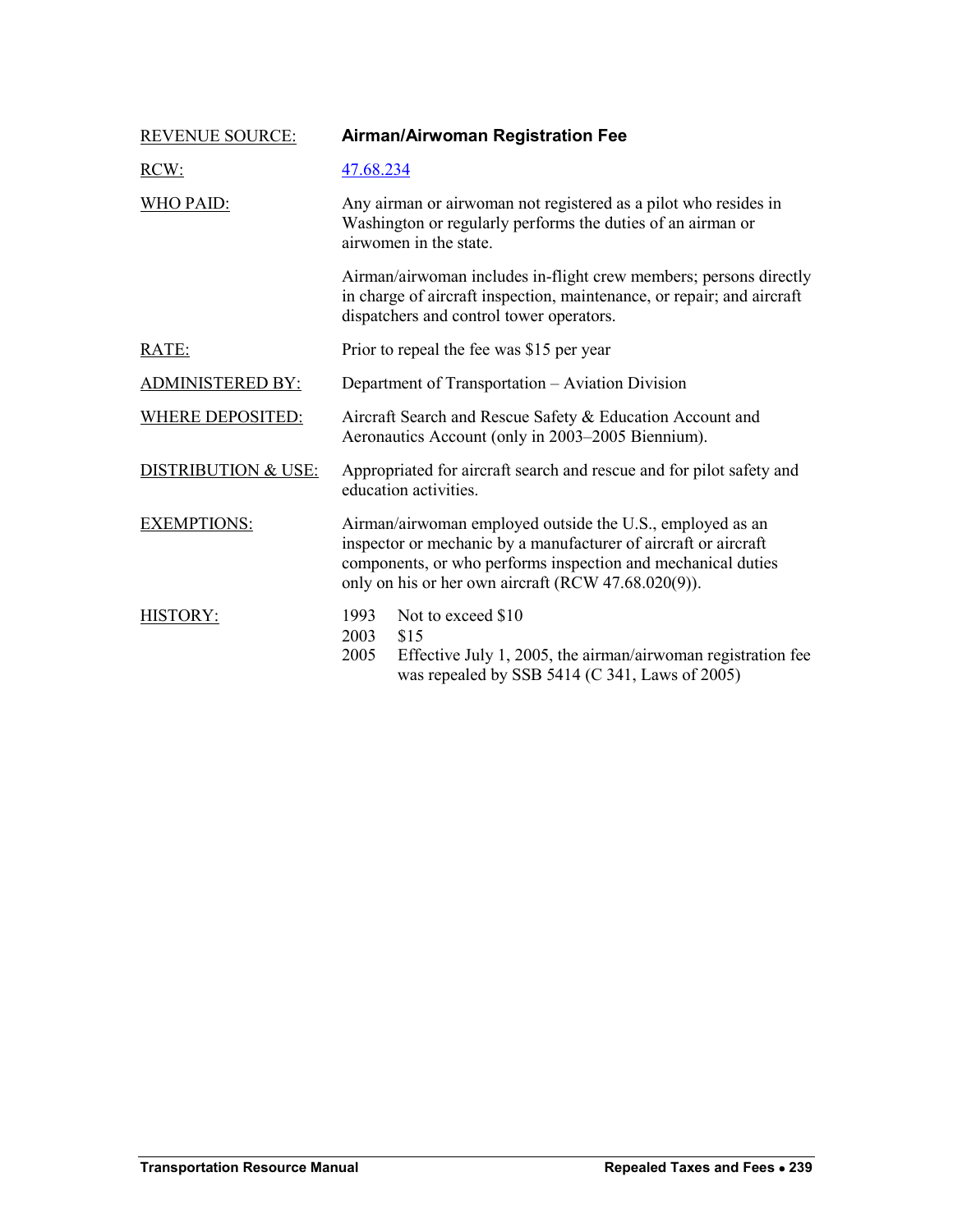| | |
|---|---|
| REVENUE SOURCE: | **Airman/Airwoman Registration Fee** |
| RCW: | [47.68.234]() |
| WHO PAID: | Any airman or airwoman not registered as a pilot who resides in Washington or regularly performs the duties of an airman or airwomen in the state.<br><br>Airman/airwoman includes in-flight crew members; persons directly in charge of aircraft inspection, maintenance, or repair; and aircraft dispatchers and control tower operators. |
| RATE: | Prior to repeal the fee was $15 per year |
| ADMINISTERED BY: | Department of Transportation – Aviation Division |
| WHERE DEPOSITED: | Aircraft Search and Rescue Safety & Education Account and Aeronautics Account (only in 2003–2005 Biennium). |
| DISTRIBUTION & USE: | Appropriated for aircraft search and rescue and for pilot safety and education activities. |
| EXEMPTIONS: | Airman/airwoman employed outside the U.S., employed as an inspector or mechanic by a manufacturer of aircraft or aircraft components, or who performs inspection and mechanical duties only on his or her own aircraft (RCW 47.68.020(9)). |
| HISTORY: | 1993 Not to exceed $10<br>2003 $15<br>2005 Effective July 1, 2005, the airman/airwoman registration fee was repealed by SSB 5414 (C 341, Laws of 2005) |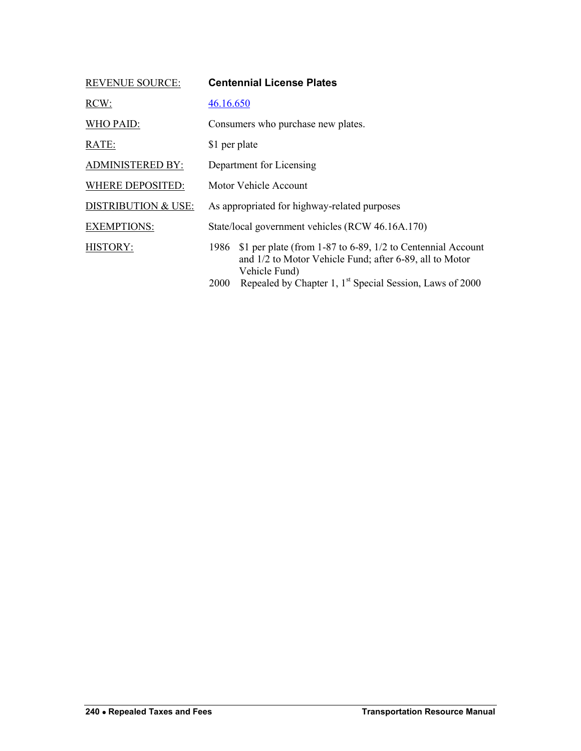| | |
|---|---|
| REVENUE SOURCE: | **Centennial License Plates** |
| RCW: | [46.16.650](46.16.650) |
| WHO PAID: | Consumers who purchase new plates. |
| RATE: | $1 per plate |
| ADMINISTERED BY: | Department for Licensing |
| WHERE DEPOSITED: | Motor Vehicle Account |
| DISTRIBUTION & USE: | As appropriated for highway-related purposes |
| EXEMPTIONS: | State/local government vehicles (RCW 46.16A.170) |
| HISTORY: | 1986 $1 per plate (from 1-87 to 6-89, 1/2 to Centennial Account and 1/2 to Motor Vehicle Fund; after 6-89, all to Motor Vehicle Fund) |
| | 2000 Repealed by Chapter 1, 1st Special Session, Laws of 2000 |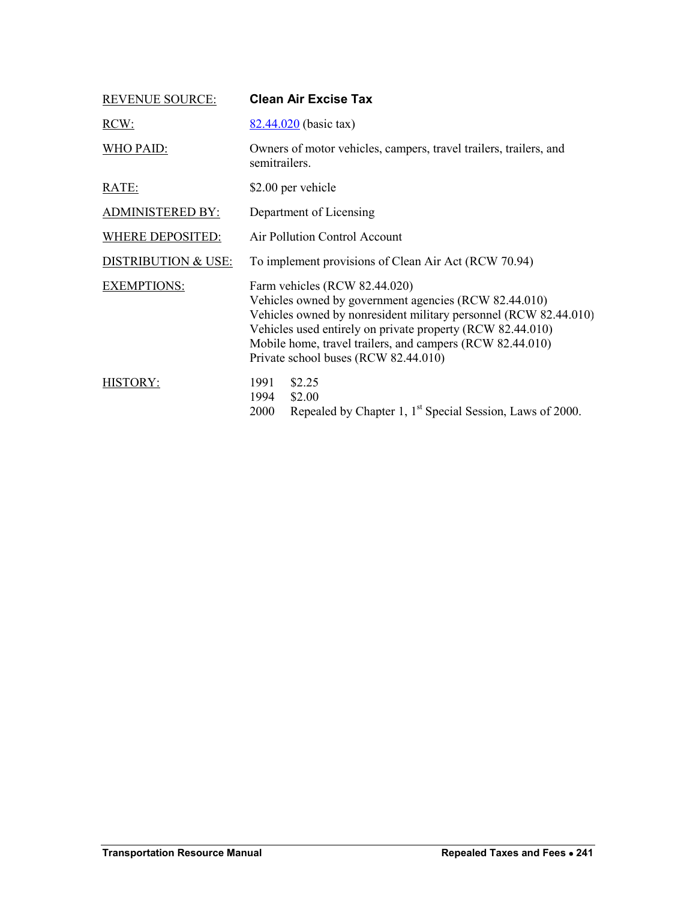| | |
|---|---|
| REVENUE SOURCE: | **Clean Air Excise Tax** |
| RCW: | 82.44.020 (basic tax) |
| WHO PAID: | Owners of motor vehicles, campers, travel trailers, trailers, and semitrailers. |
| RATE: | $2.00 per vehicle |
| ADMINISTERED BY: | Department of Licensing |
| WHERE DEPOSITED: | Air Pollution Control Account |
| DISTRIBUTION & USE: | To implement provisions of Clean Air Act (RCW 70.94) |
| EXEMPTIONS: | Farm vehicles (RCW 82.44.020)<br>Vehicles owned by government agencies (RCW 82.44.010)<br>Vehicles owned by nonresident military personnel (RCW 82.44.010)<br>Vehicles used entirely on private property (RCW 82.44.010)<br>Mobile home, travel trailers, and campers (RCW 82.44.010)<br>Private school buses (RCW 82.44.010) |
| HISTORY: | 1991 $2.25<br>1994 $2.00<br>2000 Repealed by Chapter 1, 1st Special Session, Laws of 2000. |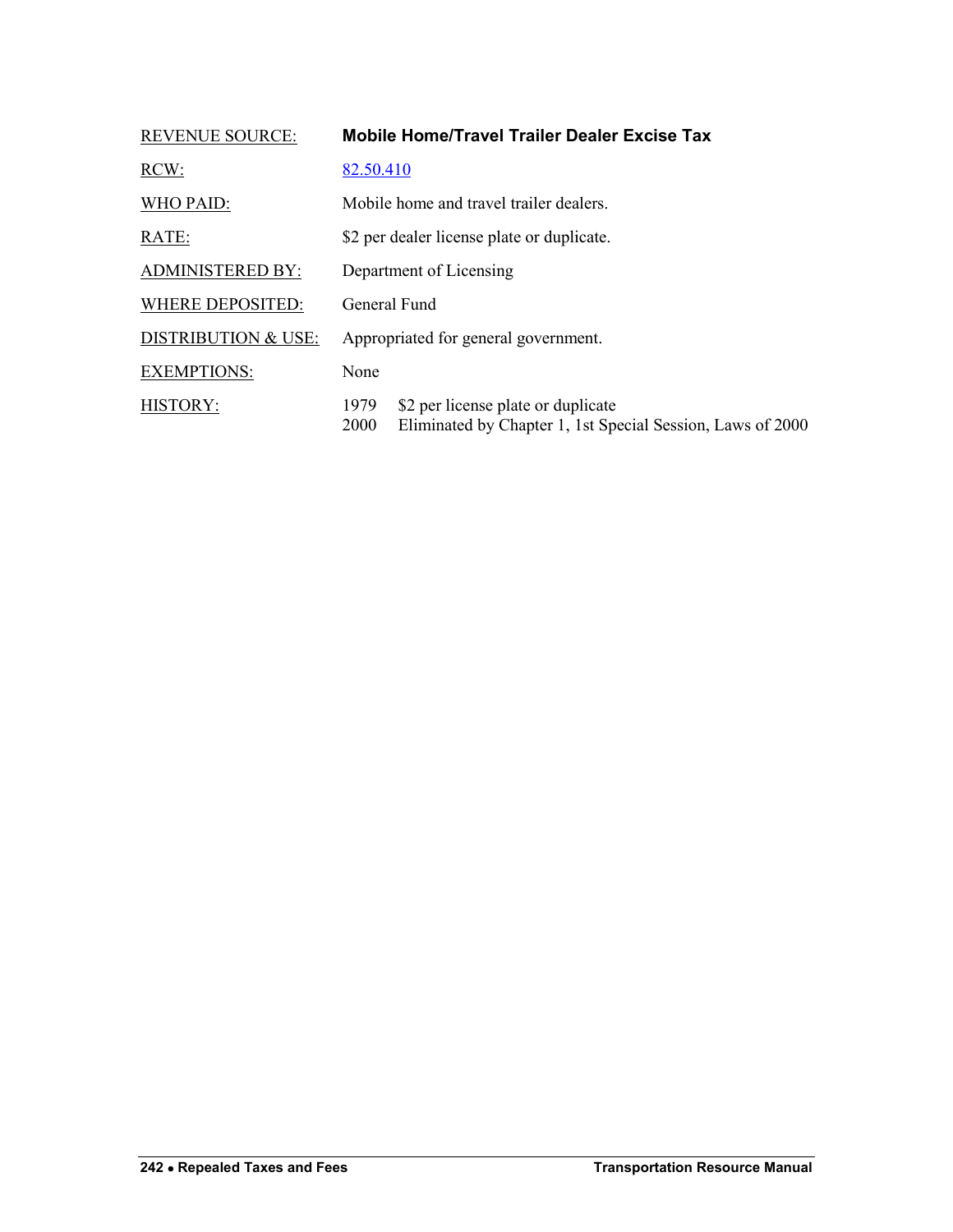| | |
|---|---|
| REVENUE SOURCE: | **Mobile Home/Travel Trailer Dealer Excise Tax** |
| RCW: | 82.50.410 |
| WHO PAID: | Mobile home and travel trailer dealers. |
| RATE: | $2 per dealer license plate or duplicate. |
| ADMINISTERED BY: | Department of Licensing |
| WHERE DEPOSITED: | General Fund |
| DISTRIBUTION & USE: | Appropriated for general government. |
| EXEMPTIONS: | None |
| HISTORY: | 1979 $2 per license plate or duplicate<br>2000 Eliminated by Chapter 1, 1st Special Session, Laws of 2000 |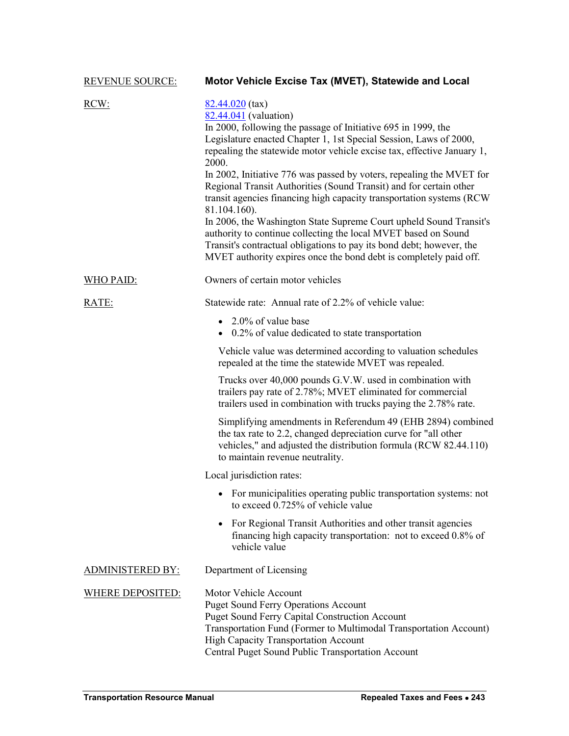REVENUE SOURCE: **Motor Vehicle Excise Tax (MVET), Statewide and Local**

RCW:

[82.44.020](82.44.020) (tax)
[82.44.041](82.44.041) (valuation)

In 2000, following the passage of Initiative 695 in 1999, the Legislature enacted Chapter 1, 1st Special Session, Laws of 2000, repealing the statewide motor vehicle excise tax, effective January 1, 2000.

In 2002, Initiative 776 was passed by voters, repealing the MVET for Regional Transit Authorities (Sound Transit) and for certain other transit agencies financing high capacity transportation systems (RCW 81.104.160).

In 2006, the Washington State Supreme Court upheld Sound Transit's authority to continue collecting the local MVET based on Sound Transit's contractual obligations to pay its bond debt; however, the MVET authority expires once the bond debt is completely paid off.

WHO PAID: Owners of certain motor vehicles

RATE: Statewide rate: Annual rate of 2.2% of vehicle value:

- 2.0% of value base
- 0.2% of value dedicated to state transportation

Vehicle value was determined according to valuation schedules repealed at the time the statewide MVET was repealed.

Trucks over 40,000 pounds G.V.W. used in combination with trailers pay rate of 2.78%; MVET eliminated for commercial trailers used in combination with trucks paying the 2.78% rate.

Simplifying amendments in Referendum 49 (EHB 2894) combined the tax rate to 2.2, changed depreciation curve for "all other vehicles," and adjusted the distribution formula (RCW 82.44.110) to maintain revenue neutrality.

Local jurisdiction rates:

- For municipalities operating public transportation systems: not to exceed 0.725% of vehicle value
- For Regional Transit Authorities and other transit agencies financing high capacity transportation: not to exceed 0.8% of vehicle value

ADMINISTERED BY: Department of Licensing

WHERE DEPOSITED:

Motor Vehicle Account
Puget Sound Ferry Operations Account
Puget Sound Ferry Capital Construction Account
Transportation Fund (Former to Multimodal Transportation Account)
High Capacity Transportation Account
Central Puget Sound Public Transportation Account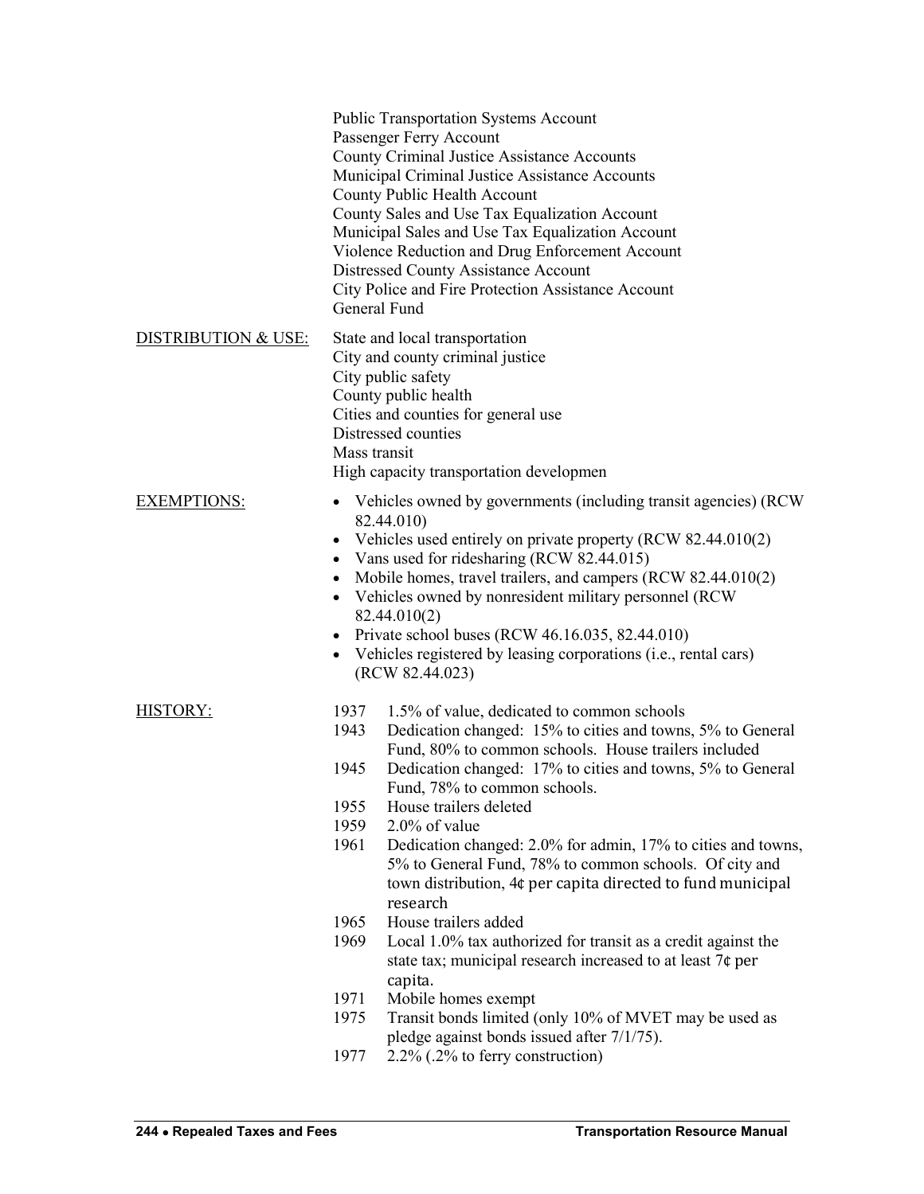Public Transportation Systems Account
Passenger Ferry Account
County Criminal Justice Assistance Accounts
Municipal Criminal Justice Assistance Accounts
County Public Health Account
County Sales and Use Tax Equalization Account
Municipal Sales and Use Tax Equalization Account
Violence Reduction and Drug Enforcement Account
Distressed County Assistance Account
City Police and Fire Protection Assistance Account
General Fund

DISTRIBUTION & USE:

State and local transportation
City and county criminal justice
City public safety
County public health
Cities and counties for general use
Distressed counties
Mass transit
High capacity transportation developmen

EXEMPTIONS:

- Vehicles owned by governments (including transit agencies) (RCW 82.44.010)
- Vehicles used entirely on private property (RCW 82.44.010(2)
- Vans used for ridesharing (RCW 82.44.015)
- Mobile homes, travel trailers, and campers (RCW 82.44.010(2)
- Vehicles owned by nonresident military personnel (RCW 82.44.010(2)
- Private school buses (RCW 46.16.035, 82.44.010)
- Vehicles registered by leasing corporations (i.e., rental cars) (RCW 82.44.023)

HISTORY:

- 1937 1.5% of value, dedicated to common schools
- 1943 Dedication changed: 15% to cities and towns, 5% to General Fund, 80% to common schools. House trailers included
- 1945 Dedication changed: 17% to cities and towns, 5% to General Fund, 78% to common schools.
- 1955 House trailers deleted
- 1959 2.0% of value
- 1961 Dedication changed: 2.0% for admin, 17% to cities and towns, 5% to General Fund, 78% to common schools. Of city and town distribution, 4¢ per capita directed to fund municipal research
- 1965 House trailers added
- 1969 Local 1.0% tax authorized for transit as a credit against the state tax; municipal research increased to at least 7¢ per capita.
- 1971 Mobile homes exempt
- 1975 Transit bonds limited (only 10% of MVET may be used as pledge against bonds issued after 7/1/75).
- 1977 2.2% (.2% to ferry construction)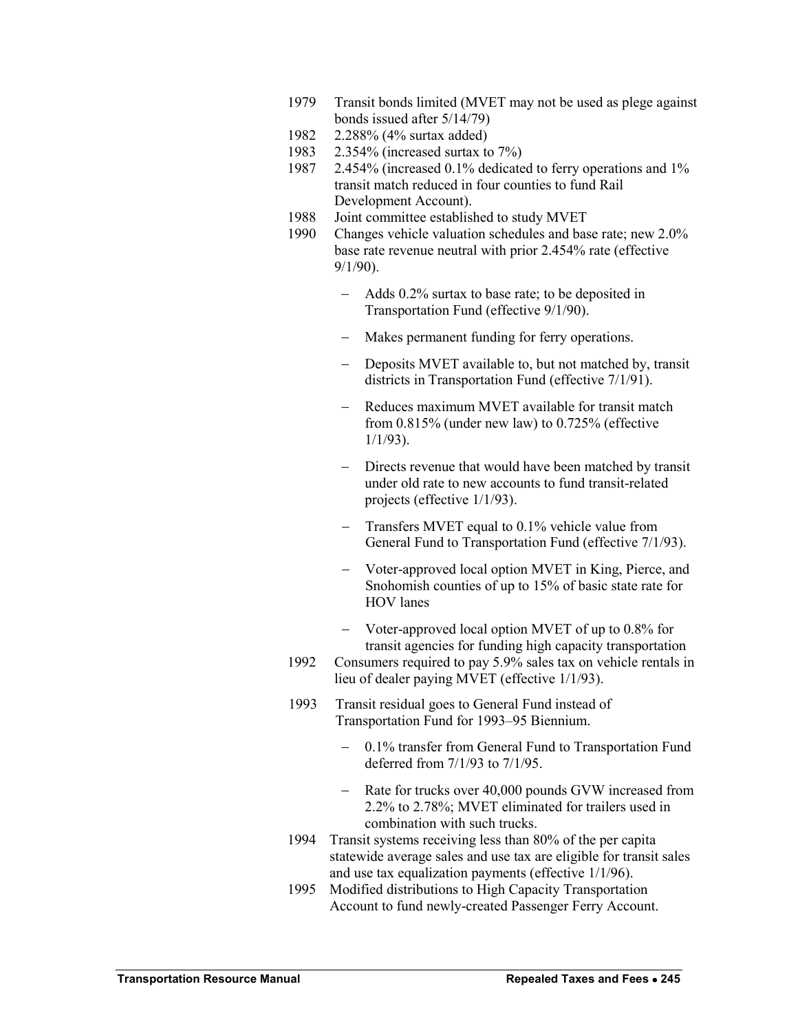1979 Transit bonds limited (MVET may not be used as plege against bonds issued after 5/14/79)

1982 2.288% (4% surtax added)

1983 2.354% (increased surtax to 7%)

1987 2.454% (increased 0.1% dedicated to ferry operations and 1% transit match reduced in four counties to fund Rail Development Account).

1988 Joint committee established to study MVET

1990 Changes vehicle valuation schedules and base rate; new 2.0% base rate revenue neutral with prior 2.454% rate (effective 9/1/90).

- Adds 0.2% surtax to base rate; to be deposited in Transportation Fund (effective 9/1/90).
- Makes permanent funding for ferry operations.
- Deposits MVET available to, but not matched by, transit districts in Transportation Fund (effective 7/1/91).
- Reduces maximum MVET available for transit match from 0.815% (under new law) to 0.725% (effective 1/1/93).
- Directs revenue that would have been matched by transit under old rate to new accounts to fund transit-related projects (effective 1/1/93).
- Transfers MVET equal to 0.1% vehicle value from General Fund to Transportation Fund (effective 7/1/93).
- Voter-approved local option MVET in King, Pierce, and Snohomish counties of up to 15% of basic state rate for HOV lanes
- Voter-approved local option MVET of up to 0.8% for transit agencies for funding high capacity transportation

1992 Consumers required to pay 5.9% sales tax on vehicle rentals in lieu of dealer paying MVET (effective 1/1/93).

1993 Transit residual goes to General Fund instead of Transportation Fund for 1993–95 Biennium.

- 0.1% transfer from General Fund to Transportation Fund deferred from 7/1/93 to 7/1/95.
- Rate for trucks over 40,000 pounds GVW increased from 2.2% to 2.78%; MVET eliminated for trailers used in combination with such trucks.

1994 Transit systems receiving less than 80% of the per capita statewide average sales and use tax are eligible for transit sales and use tax equalization payments (effective 1/1/96).

1995 Modified distributions to High Capacity Transportation Account to fund newly-created Passenger Ferry Account.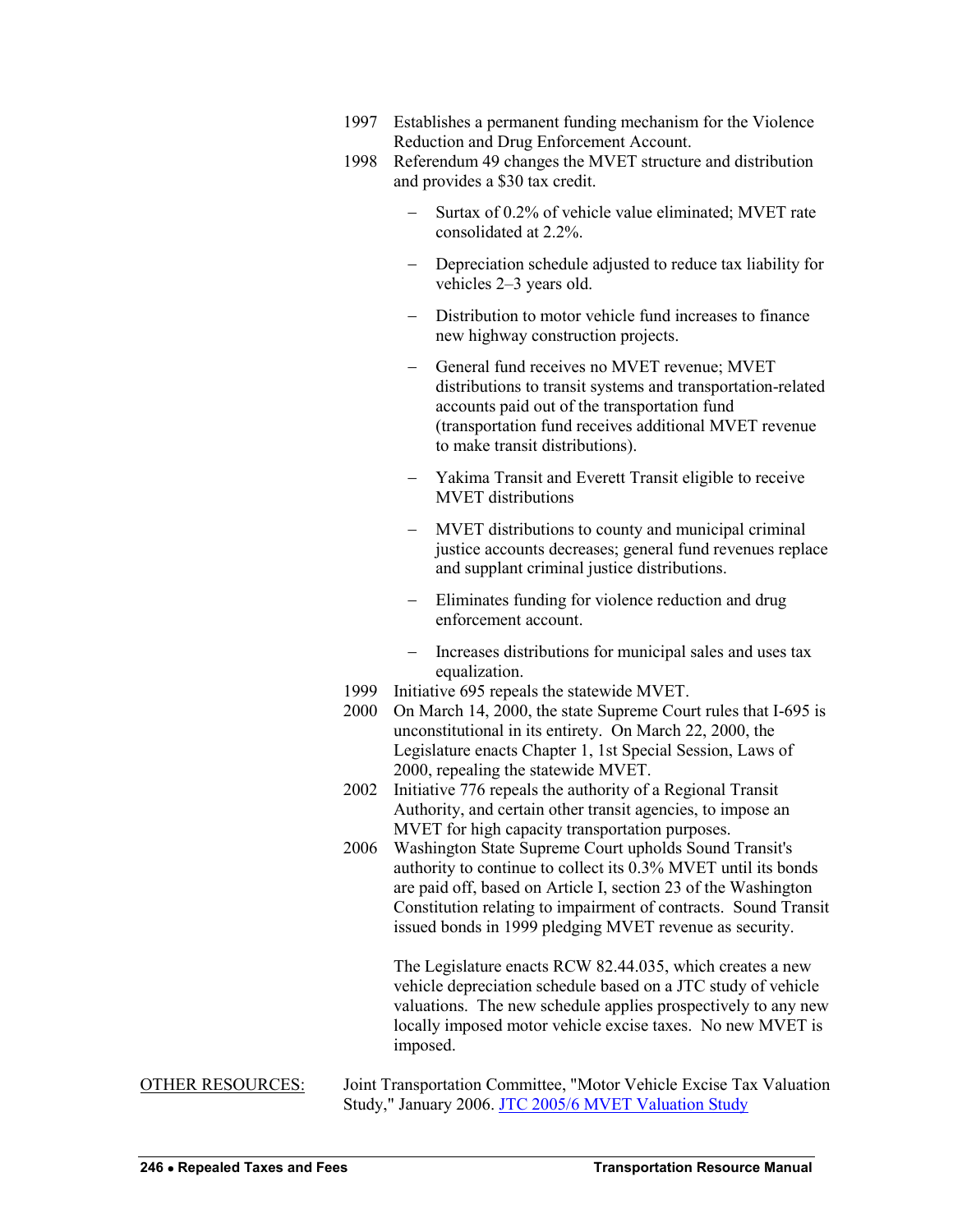1997 Establishes a permanent funding mechanism for the Violence Reduction and Drug Enforcement Account.

1998 Referendum 49 changes the MVET structure and distribution and provides a $30 tax credit.

- Surtax of 0.2% of vehicle value eliminated; MVET rate consolidated at 2.2%.
- Depreciation schedule adjusted to reduce tax liability for vehicles 2–3 years old.
- Distribution to motor vehicle fund increases to finance new highway construction projects.
- General fund receives no MVET revenue; MVET distributions to transit systems and transportation-related accounts paid out of the transportation fund (transportation fund receives additional MVET revenue to make transit distributions).
- Yakima Transit and Everett Transit eligible to receive MVET distributions
- MVET distributions to county and municipal criminal justice accounts decreases; general fund revenues replace and supplant criminal justice distributions.
- Eliminates funding for violence reduction and drug enforcement account.
- Increases distributions for municipal sales and uses tax equalization.

1999 Initiative 695 repeals the statewide MVET.

2000 On March 14, 2000, the state Supreme Court rules that I-695 is unconstitutional in its entirety. On March 22, 2000, the Legislature enacts Chapter 1, 1st Special Session, Laws of 2000, repealing the statewide MVET.

2002 Initiative 776 repeals the authority of a Regional Transit Authority, and certain other transit agencies, to impose an MVET for high capacity transportation purposes.

2006 Washington State Supreme Court upholds Sound Transit's authority to continue to collect its 0.3% MVET until its bonds are paid off, based on Article I, section 23 of the Washington Constitution relating to impairment of contracts. Sound Transit issued bonds in 1999 pledging MVET revenue as security.

The Legislature enacts RCW 82.44.035, which creates a new vehicle depreciation schedule based on a JTC study of vehicle valuations. The new schedule applies prospectively to any new locally imposed motor vehicle excise taxes. No new MVET is imposed.

OTHER RESOURCES: Joint Transportation Committee, "Motor Vehicle Excise Tax Valuation Study," January 2006. JTC 2005/6 MVET Valuation Study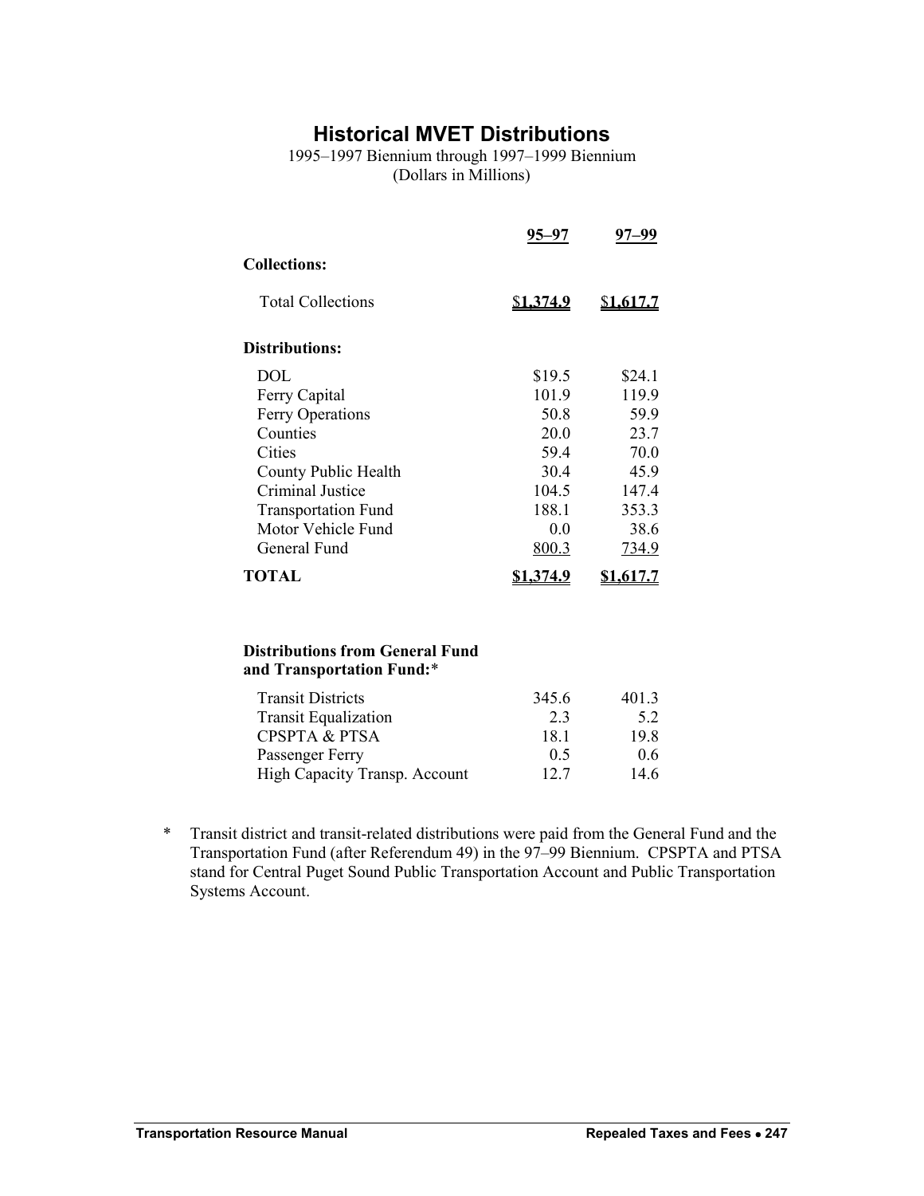# Historical MVET Distributions

1995–1997 Biennium through 1997–1999 Biennium
(Dollars in Millions)

| | 95–97 | 97–99 |
|---|---|---|
| **Collections:** | | |
| Total Collections | **$1,374.9** | **$1,617.7** |
| **Distributions:** | | |
| DOL | $19.5 | $24.1 |
| Ferry Capital | 101.9 | 119.9 |
| Ferry Operations | 50.8 | 59.9 |
| Counties | 20.0 | 23.7 |
| Cities | 59.4 | 70.0 |
| County Public Health | 30.4 | 45.9 |
| Criminal Justice | 104.5 | 147.4 |
| Transportation Fund | 188.1 | 353.3 |
| Motor Vehicle Fund | 0.0 | 38.6 |
| General Fund | 800.3 | 734.9 |
| **TOTAL** | **$1,374.9** | **$1,617.7** |

| **Distributions from General Fund and Transportation Fund:*** | | |
|---|---|---|
| Transit Districts | 345.6 | 401.3 |
| Transit Equalization | 2.3 | 5.2 |
| CPSPTA & PTSA | 18.1 | 19.8 |
| Passenger Ferry | 0.5 | 0.6 |
| High Capacity Transp. Account | 12.7 | 14.6 |

\* Transit district and transit-related distributions were paid from the General Fund and the Transportation Fund (after Referendum 49) in the 97–99 Biennium. CPSPTA and PTSA stand for Central Puget Sound Public Transportation Account and Public Transportation Systems Account.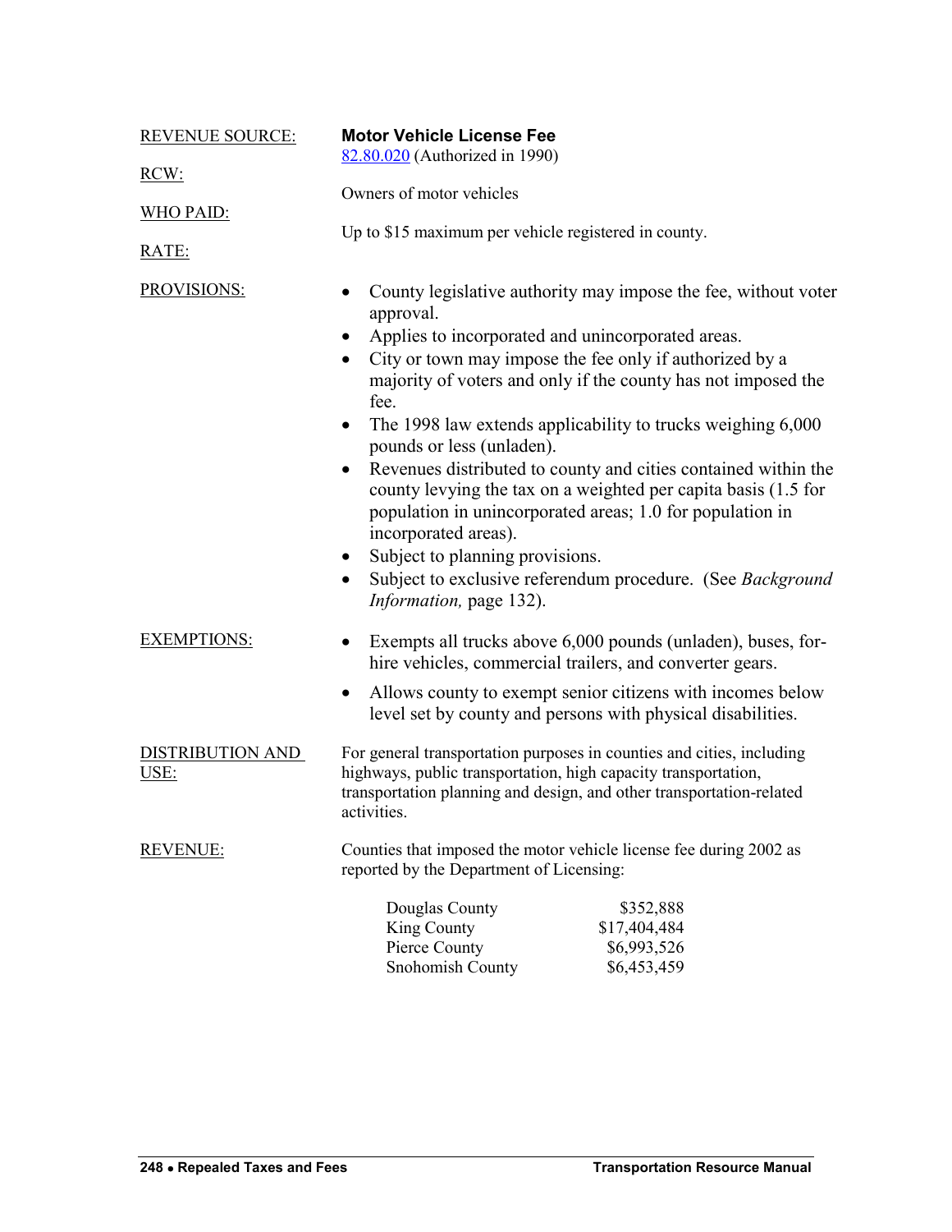**REVENUE SOURCE:** **Motor Vehicle License Fee**

**RCW:** 82.80.020 (Authorized in 1990)

**WHO PAID:** Owners of motor vehicles

**RATE:** Up to $15 maximum per vehicle registered in county.

**PROVISIONS:**

- County legislative authority may impose the fee, without voter approval.
- Applies to incorporated and unincorporated areas.
- City or town may impose the fee only if authorized by a majority of voters and only if the county has not imposed the fee.
- The 1998 law extends applicability to trucks weighing 6,000 pounds or less (unladen).
- Revenues distributed to county and cities contained within the county levying the tax on a weighted per capita basis (1.5 for population in unincorporated areas; 1.0 for population in incorporated areas).
- Subject to planning provisions.
- Subject to exclusive referendum procedure. (See *Background Information,* page 132).

**EXEMPTIONS:**

- Exempts all trucks above 6,000 pounds (unladen), buses, for-hire vehicles, commercial trailers, and converter gears.
- Allows county to exempt senior citizens with incomes below level set by county and persons with physical disabilities.

**DISTRIBUTION AND USE:** For general transportation purposes in counties and cities, including highways, public transportation, high capacity transportation, transportation planning and design, and other transportation-related activities.

**REVENUE:** Counties that imposed the motor vehicle license fee during 2002 as reported by the Department of Licensing:

| County | Revenue |
|---|---|
| Douglas County | $352,888 |
| King County | $17,404,484 |
| Pierce County | $6,993,526 |
| Snohomish County | $6,453,459 |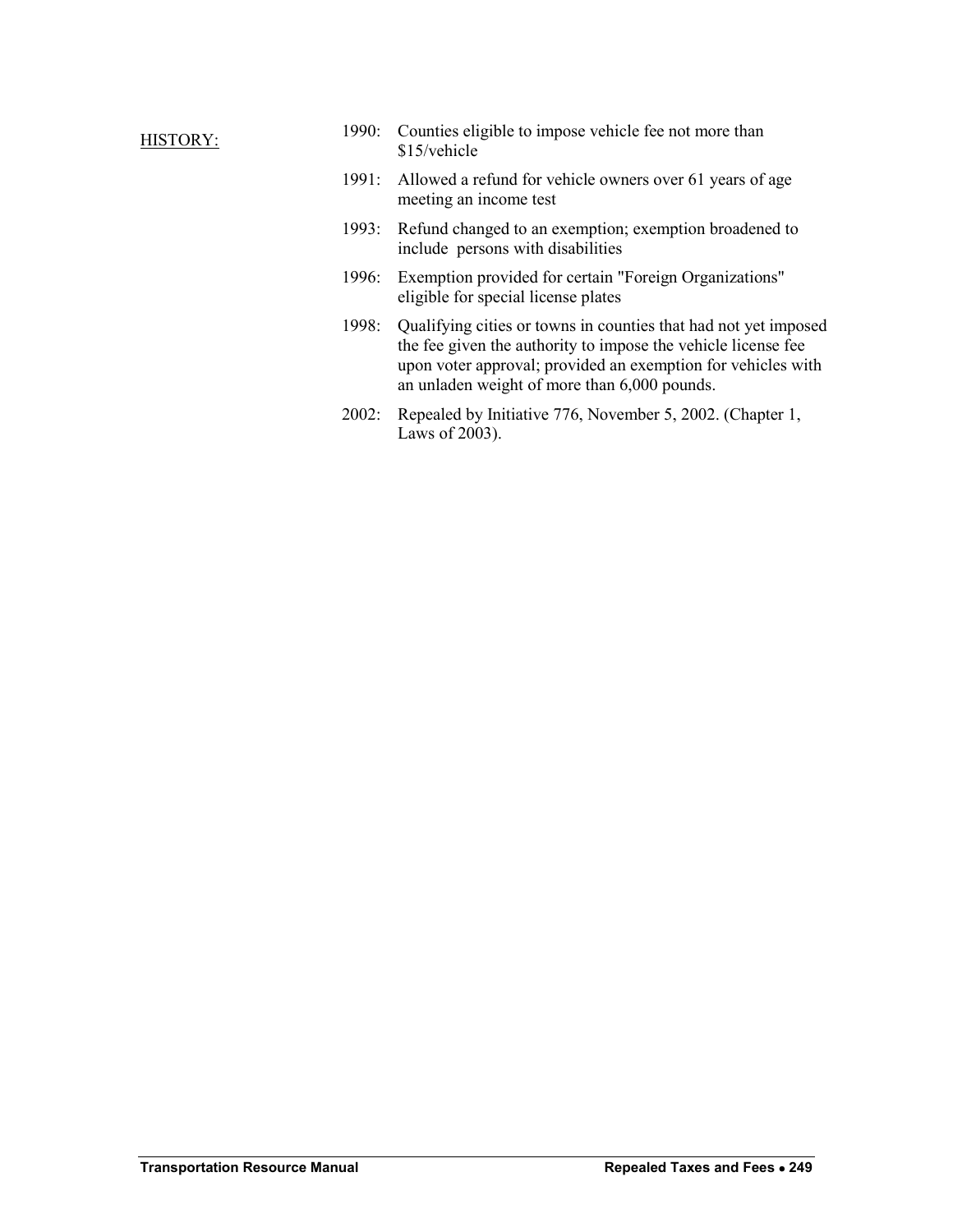HISTORY:

1990: Counties eligible to impose vehicle fee not more than $15/vehicle

1991: Allowed a refund for vehicle owners over 61 years of age meeting an income test

1993: Refund changed to an exemption; exemption broadened to include persons with disabilities

1996: Exemption provided for certain "Foreign Organizations" eligible for special license plates

1998: Qualifying cities or towns in counties that had not yet imposed the fee given the authority to impose the vehicle license fee upon voter approval; provided an exemption for vehicles with an unladen weight of more than 6,000 pounds.

2002: Repealed by Initiative 776, November 5, 2002. (Chapter 1, Laws of 2003).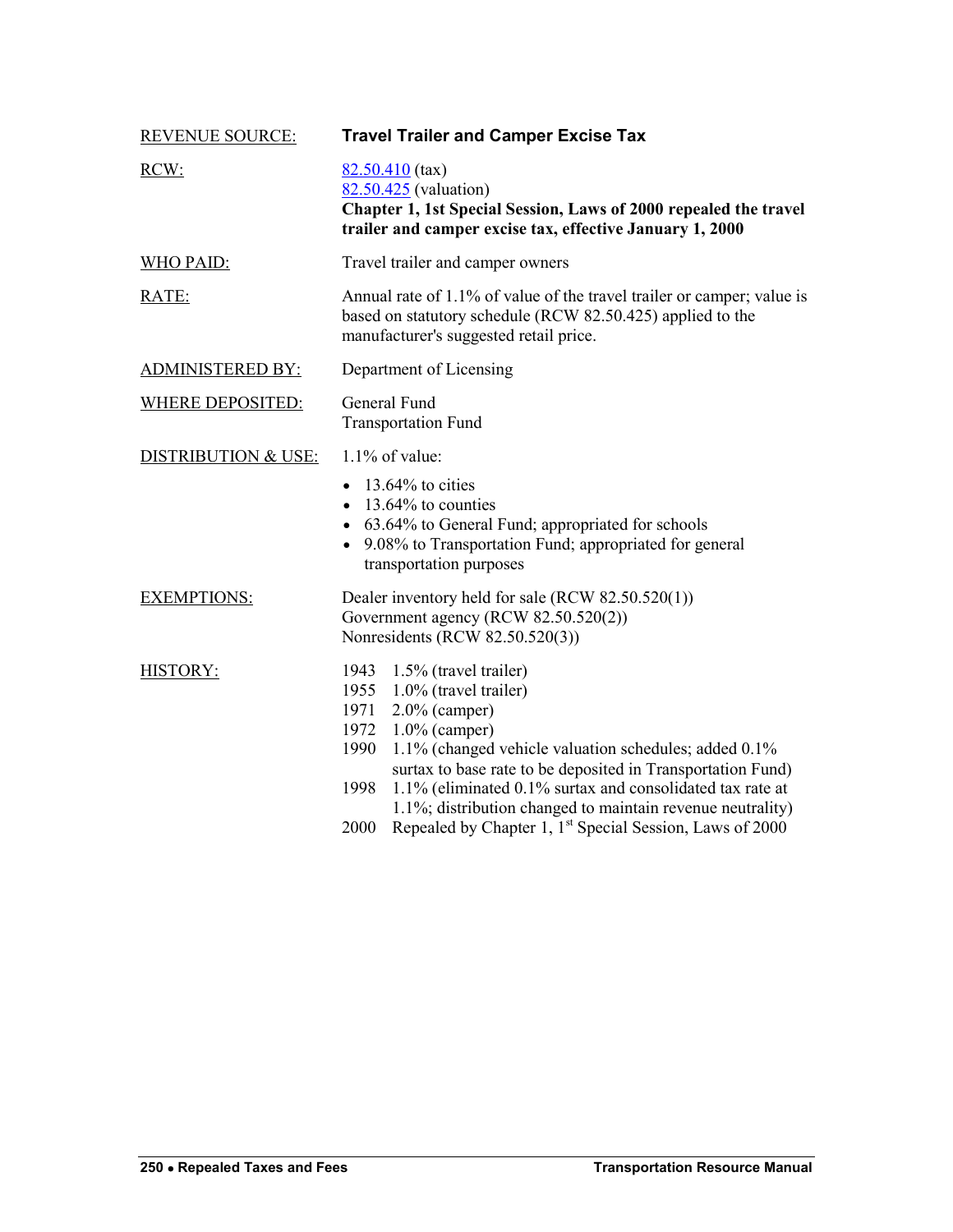| | |
|---|---|
| REVENUE SOURCE: | **Travel Trailer and Camper Excise Tax** |
| RCW: | 82.50.410 (tax)<br>82.50.425 (valuation)<br>**Chapter 1, 1st Special Session, Laws of 2000 repealed the travel trailer and camper excise tax, effective January 1, 2000** |
| WHO PAID: | Travel trailer and camper owners |
| RATE: | Annual rate of 1.1% of value of the travel trailer or camper; value is based on statutory schedule (RCW 82.50.425) applied to the manufacturer's suggested retail price. |
| ADMINISTERED BY: | Department of Licensing |
| WHERE DEPOSITED: | General Fund<br>Transportation Fund |
| DISTRIBUTION & USE: | 1.1% of value:<br>• 13.64% to cities<br>• 13.64% to counties<br>• 63.64% to General Fund; appropriated for schools<br>• 9.08% to Transportation Fund; appropriated for general transportation purposes |
| EXEMPTIONS: | Dealer inventory held for sale (RCW 82.50.520(1))<br>Government agency (RCW 82.50.520(2))<br>Nonresidents (RCW 82.50.520(3)) |
| HISTORY: | 1943 1.5% (travel trailer)<br>1955 1.0% (travel trailer)<br>1971 2.0% (camper)<br>1972 1.0% (camper)<br>1990 1.1% (changed vehicle valuation schedules; added 0.1% surtax to base rate to be deposited in Transportation Fund)<br>1998 1.1% (eliminated 0.1% surtax and consolidated tax rate at 1.1%; distribution changed to maintain revenue neutrality)<br>2000 Repealed by Chapter 1, 1st Special Session, Laws of 2000 |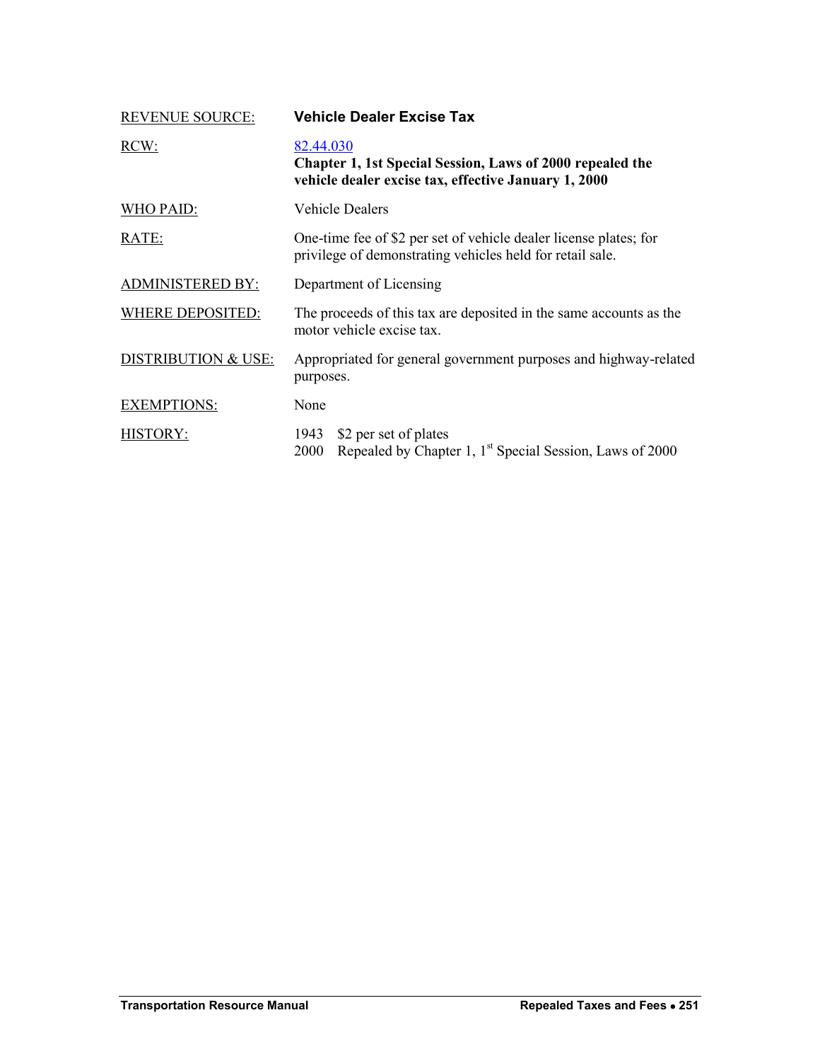| | |
|---|---|
| REVENUE SOURCE: | **Vehicle Dealer Excise Tax** |
| RCW: | 82.44.030<br>**Chapter 1, 1st Special Session, Laws of 2000 repealed the vehicle dealer excise tax, effective January 1, 2000** |
| WHO PAID: | Vehicle Dealers |
| RATE: | One-time fee of $2 per set of vehicle dealer license plates; for privilege of demonstrating vehicles held for retail sale. |
| ADMINISTERED BY: | Department of Licensing |
| WHERE DEPOSITED: | The proceeds of this tax are deposited in the same accounts as the motor vehicle excise tax. |
| DISTRIBUTION & USE: | Appropriated for general government purposes and highway-related purposes. |
| EXEMPTIONS: | None |
| HISTORY: | 1943 $2 per set of plates<br>2000 Repealed by Chapter 1, 1st Special Session, Laws of 2000 |